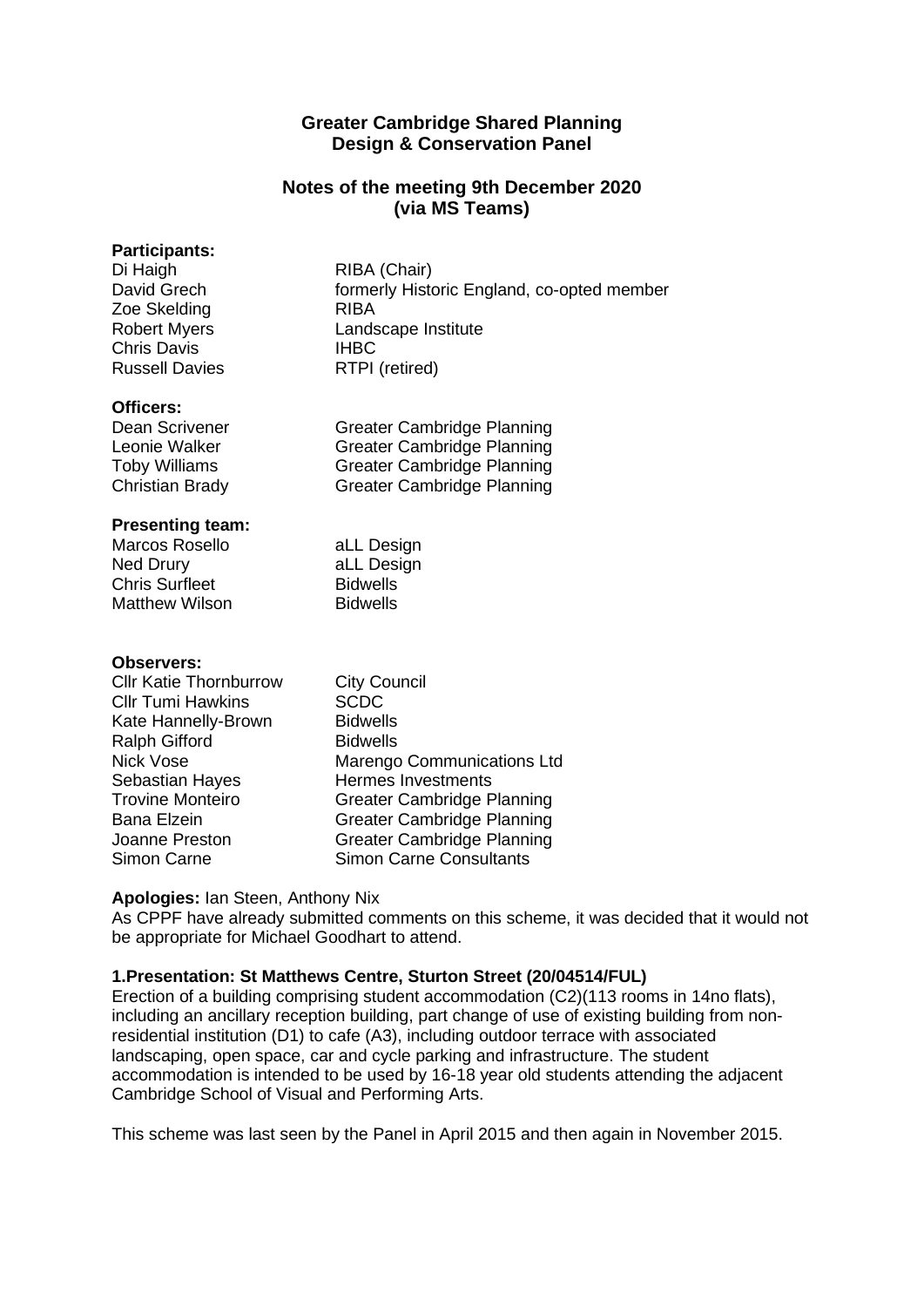# Greater Cambridge Shared Planning
## Design & Conservation Panel

## Notes of the meeting 9th December 2020 (via MS Teams)

**Participants:**

| | |
|---|---|
| Di Haigh | RIBA (Chair) |
| David Grech | formerly Historic England, co-opted member |
| Zoe Skelding | RIBA |
| Robert Myers | Landscape Institute |
| Chris Davis | IHBC |
| Russell Davies | RTPI (retired) |

**Officers:**

| | |
|---|---|
| Dean Scrivener | Greater Cambridge Planning |
| Leonie Walker | Greater Cambridge Planning |
| Toby Williams | Greater Cambridge Planning |
| Christian Brady | Greater Cambridge Planning |

**Presenting team:**

| | |
|---|---|
| Marcos Rosello | aLL Design |
| Ned Drury | aLL Design |
| Chris Surfleet | Bidwells |
| Matthew Wilson | Bidwells |

**Observers:**

| | |
|---|---|
| Cllr Katie Thornburrow | City Council |
| Cllr Tumi Hawkins | SCDC |
| Kate Hannelly-Brown | Bidwells |
| Ralph Gifford | Bidwells |
| Nick Vose | Marengo Communications Ltd |
| Sebastian Hayes | Hermes Investments |
| Trovine Monteiro | Greater Cambridge Planning |
| Bana Elzein | Greater Cambridge Planning |
| Joanne Preston | Greater Cambridge Planning |
| Simon Carne | Simon Carne Consultants |

**Apologies:** Ian Steen, Anthony Nix

As CPPF have already submitted comments on this scheme, it was decided that it would not be appropriate for Michael Goodhart to attend.

**1.Presentation: St Matthews Centre, Sturton Street (20/04514/FUL)**

Erection of a building comprising student accommodation (C2)(113 rooms in 14no flats), including an ancillary reception building, part change of use of existing building from non-residential institution (D1) to cafe (A3), including outdoor terrace with associated landscaping, open space, car and cycle parking and infrastructure. The student accommodation is intended to be used by 16-18 year old students attending the adjacent Cambridge School of Visual and Performing Arts.

This scheme was last seen by the Panel in April 2015 and then again in November 2015.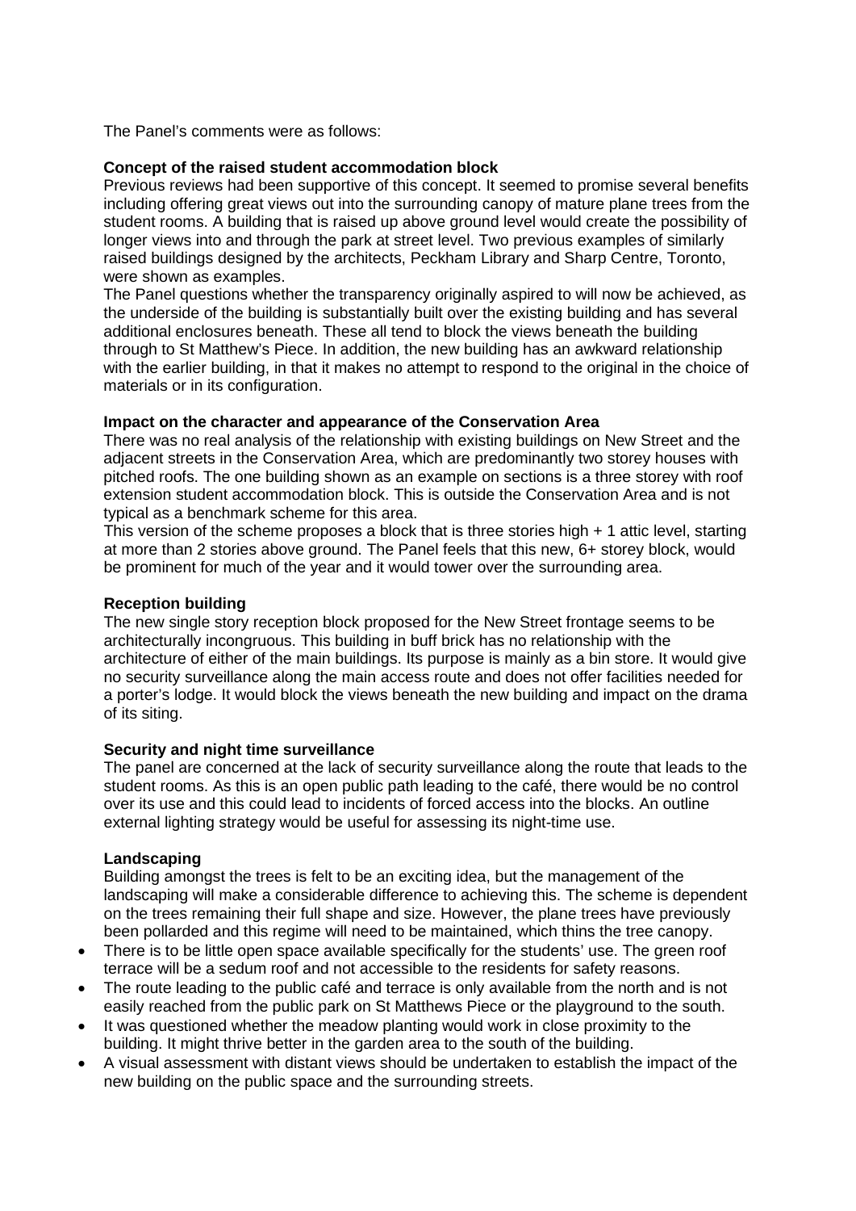The Panel's comments were as follows:

**Concept of the raised student accommodation block**

Previous reviews had been supportive of this concept. It seemed to promise several benefits including offering great views out into the surrounding canopy of mature plane trees from the student rooms. A building that is raised up above ground level would create the possibility of longer views into and through the park at street level. Two previous examples of similarly raised buildings designed by the architects, Peckham Library and Sharp Centre, Toronto, were shown as examples.

The Panel questions whether the transparency originally aspired to will now be achieved, as the underside of the building is substantially built over the existing building and has several additional enclosures beneath. These all tend to block the views beneath the building through to St Matthew's Piece. In addition, the new building has an awkward relationship with the earlier building, in that it makes no attempt to respond to the original in the choice of materials or in its configuration.

**Impact on the character and appearance of the Conservation Area**

There was no real analysis of the relationship with existing buildings on New Street and the adjacent streets in the Conservation Area, which are predominantly two storey houses with pitched roofs. The one building shown as an example on sections is a three storey with roof extension student accommodation block. This is outside the Conservation Area and is not typical as a benchmark scheme for this area.

This version of the scheme proposes a block that is three stories high + 1 attic level, starting at more than 2 stories above ground. The Panel feels that this new, 6+ storey block, would be prominent for much of the year and it would tower over the surrounding area.

**Reception building**

The new single story reception block proposed for the New Street frontage seems to be architecturally incongruous. This building in buff brick has no relationship with the architecture of either of the main buildings. Its purpose is mainly as a bin store. It would give no security surveillance along the main access route and does not offer facilities needed for a porter's lodge. It would block the views beneath the new building and impact on the drama of its siting.

**Security and night time surveillance**

The panel are concerned at the lack of security surveillance along the route that leads to the student rooms. As this is an open public path leading to the café, there would be no control over its use and this could lead to incidents of forced access into the blocks. An outline external lighting strategy would be useful for assessing its night-time use.

**Landscaping**

Building amongst the trees is felt to be an exciting idea, but the management of the landscaping will make a considerable difference to achieving this. The scheme is dependent on the trees remaining their full shape and size. However, the plane trees have previously been pollarded and this regime will need to be maintained, which thins the tree canopy.

- There is to be little open space available specifically for the students' use. The green roof terrace will be a sedum roof and not accessible to the residents for safety reasons.
- The route leading to the public café and terrace is only available from the north and is not easily reached from the public park on St Matthews Piece or the playground to the south.
- It was questioned whether the meadow planting would work in close proximity to the building. It might thrive better in the garden area to the south of the building.
- A visual assessment with distant views should be undertaken to establish the impact of the new building on the public space and the surrounding streets.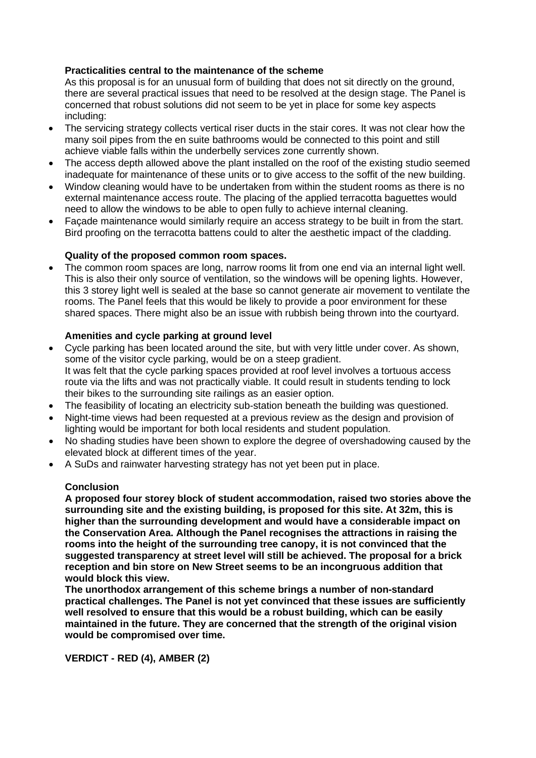**Practicalities central to the maintenance of the scheme**

As this proposal is for an unusual form of building that does not sit directly on the ground, there are several practical issues that need to be resolved at the design stage. The Panel is concerned that robust solutions did not seem to be yet in place for some key aspects including:

- The servicing strategy collects vertical riser ducts in the stair cores. It was not clear how the many soil pipes from the en suite bathrooms would be connected to this point and still achieve viable falls within the underbelly services zone currently shown.
- The access depth allowed above the plant installed on the roof of the existing studio seemed inadequate for maintenance of these units or to give access to the soffit of the new building.
- Window cleaning would have to be undertaken from within the student rooms as there is no external maintenance access route. The placing of the applied terracotta baguettes would need to allow the windows to be able to open fully to achieve internal cleaning.
- Façade maintenance would similarly require an access strategy to be built in from the start. Bird proofing on the terracotta battens could to alter the aesthetic impact of the cladding.

**Quality of the proposed common room spaces.**

- The common room spaces are long, narrow rooms lit from one end via an internal light well. This is also their only source of ventilation, so the windows will be opening lights. However, this 3 storey light well is sealed at the base so cannot generate air movement to ventilate the rooms. The Panel feels that this would be likely to provide a poor environment for these shared spaces. There might also be an issue with rubbish being thrown into the courtyard.

**Amenities and cycle parking at ground level**

- Cycle parking has been located around the site, but with very little under cover. As shown, some of the visitor cycle parking, would be on a steep gradient.
  It was felt that the cycle parking spaces provided at roof level involves a tortuous access route via the lifts and was not practically viable. It could result in students tending to lock their bikes to the surrounding site railings as an easier option.
- The feasibility of locating an electricity sub-station beneath the building was questioned.
- Night-time views had been requested at a previous review as the design and provision of lighting would be important for both local residents and student population.
- No shading studies have been shown to explore the degree of overshadowing caused by the elevated block at different times of the year.
- A SuDs and rainwater harvesting strategy has not yet been put in place.

**Conclusion**

**A proposed four storey block of student accommodation, raised two stories above the surrounding site and the existing building, is proposed for this site. At 32m, this is higher than the surrounding development and would have a considerable impact on the Conservation Area. Although the Panel recognises the attractions in raising the rooms into the height of the surrounding tree canopy, it is not convinced that the suggested transparency at street level will still be achieved. The proposal for a brick reception and bin store on New Street seems to be an incongruous addition that would block this view.**

**The unorthodox arrangement of this scheme brings a number of non-standard practical challenges. The Panel is not yet convinced that these issues are sufficiently well resolved to ensure that this would be a robust building, which can be easily maintained in the future. They are concerned that the strength of the original vision would be compromised over time.**

**VERDICT - RED (4), AMBER (2)**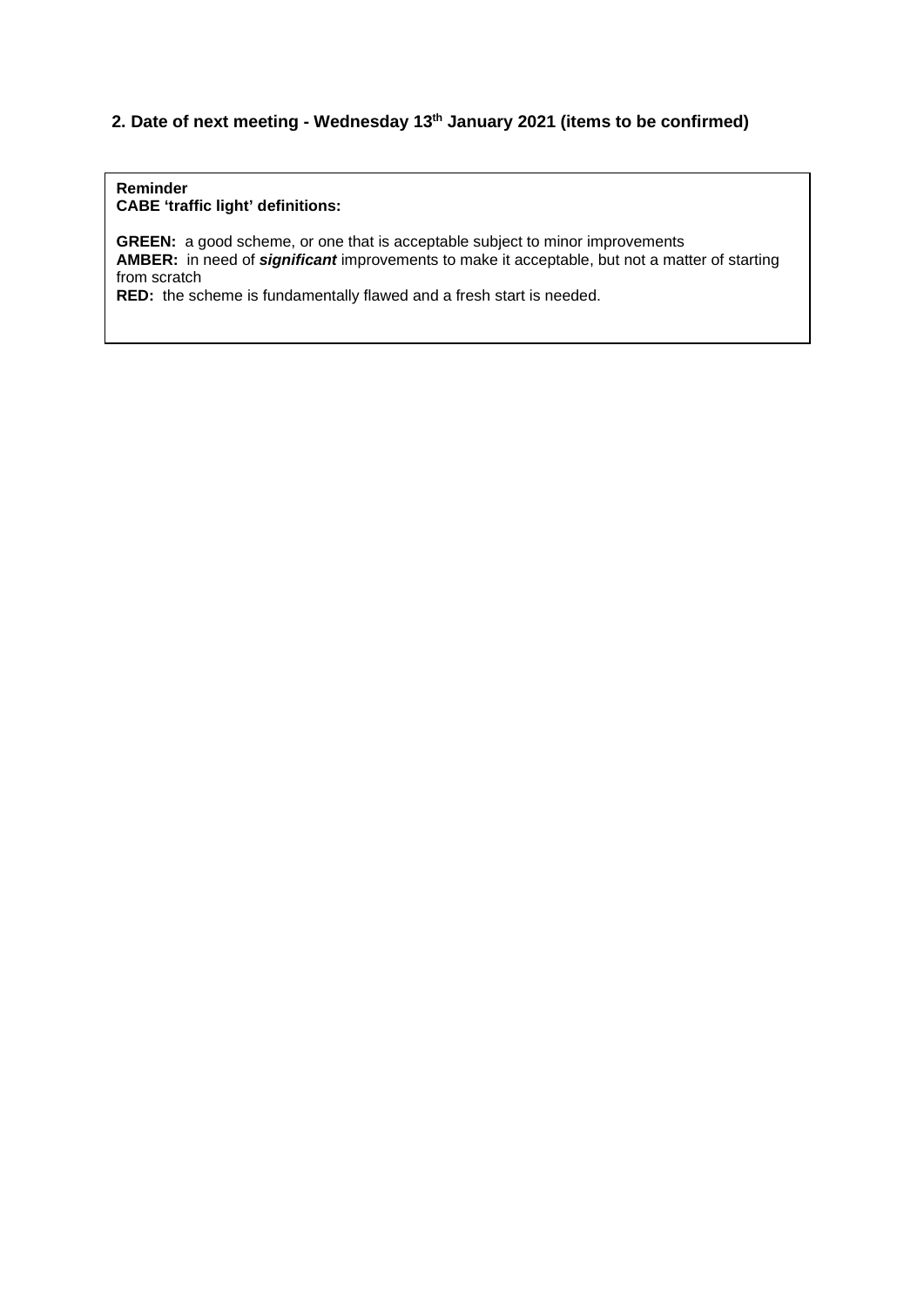## 2. Date of next meeting - Wednesday 13th January 2021 (items to be confirmed)

**Reminder**
**CABE 'traffic light' definitions:**

**GREEN:** a good scheme, or one that is acceptable subject to minor improvements
**AMBER:** in need of ***significant*** improvements to make it acceptable, but not a matter of starting from scratch
**RED:** the scheme is fundamentally flawed and a fresh start is needed.